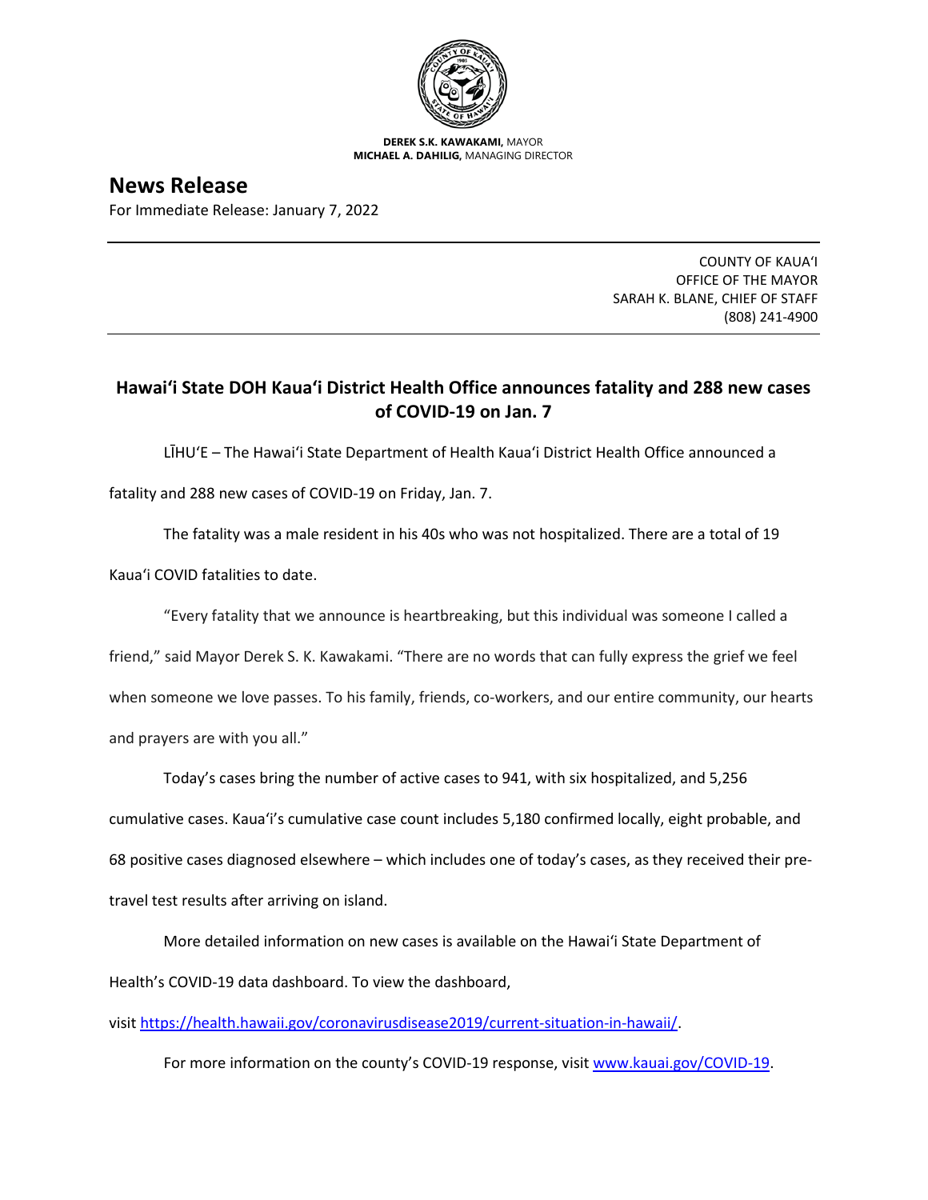**DEREK S.K. KAWAKAMI,** MAYOR
**MICHAEL A. DAHILIG,** MANAGING DIRECTOR

# News Release

For Immediate Release: January 7, 2022

COUNTY OF KAUAʻI
OFFICE OF THE MAYOR
SARAH K. BLANE, CHIEF OF STAFF
(808) 241-4900

## Hawaiʻi State DOH Kauaʻi District Health Office announces fatality and 288 new cases of COVID-19 on Jan. 7

LĪHUʻE – The Hawaiʻi State Department of Health Kauaʻi District Health Office announced a fatality and 288 new cases of COVID-19 on Friday, Jan. 7.

The fatality was a male resident in his 40s who was not hospitalized. There are a total of 19 Kauaʻi COVID fatalities to date.

"Every fatality that we announce is heartbreaking, but this individual was someone I called a friend," said Mayor Derek S. K. Kawakami. "There are no words that can fully express the grief we feel when someone we love passes. To his family, friends, co-workers, and our entire community, our hearts and prayers are with you all."

Today's cases bring the number of active cases to 941, with six hospitalized, and 5,256 cumulative cases. Kauaʻi's cumulative case count includes 5,180 confirmed locally, eight probable, and 68 positive cases diagnosed elsewhere – which includes one of today's cases, as they received their pre-travel test results after arriving on island.

More detailed information on new cases is available on the Hawaiʻi State Department of Health's COVID-19 data dashboard. To view the dashboard, visit https://health.hawaii.gov/coronavirusdisease2019/current-situation-in-hawaii/.

For more information on the county's COVID-19 response, visit www.kauai.gov/COVID-19.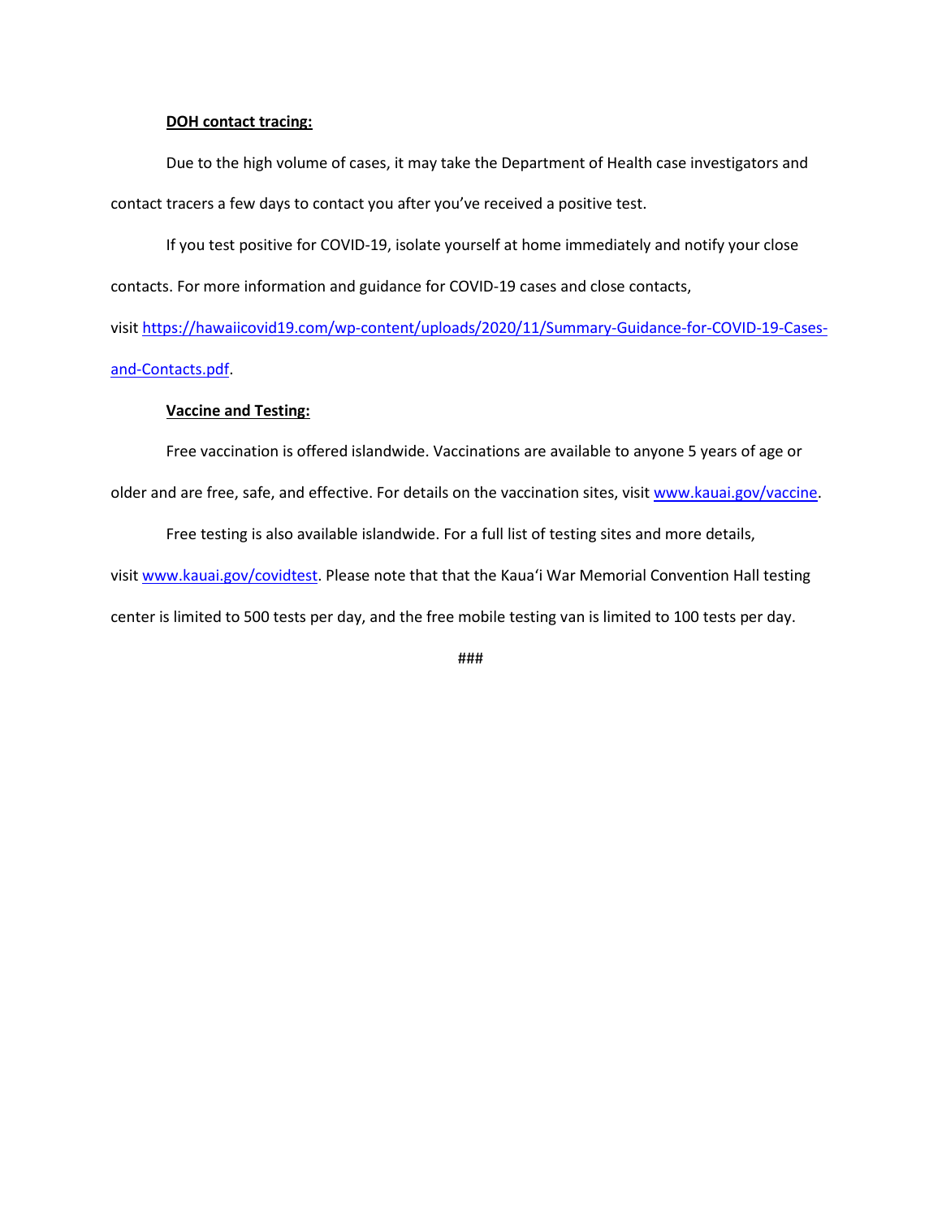**DOH contact tracing:**

Due to the high volume of cases, it may take the Department of Health case investigators and contact tracers a few days to contact you after you've received a positive test.

If you test positive for COVID-19, isolate yourself at home immediately and notify your close contacts. For more information and guidance for COVID-19 cases and close contacts, visit https://hawaiicovid19.com/wp-content/uploads/2020/11/Summary-Guidance-for-COVID-19-Cases-and-Contacts.pdf.

**Vaccine and Testing:**

Free vaccination is offered islandwide. Vaccinations are available to anyone 5 years of age or older and are free, safe, and effective. For details on the vaccination sites, visit www.kauai.gov/vaccine.

Free testing is also available islandwide. For a full list of testing sites and more details, visit www.kauai.gov/covidtest. Please note that that the Kaua'i War Memorial Convention Hall testing center is limited to 500 tests per day, and the free mobile testing van is limited to 100 tests per day.

###